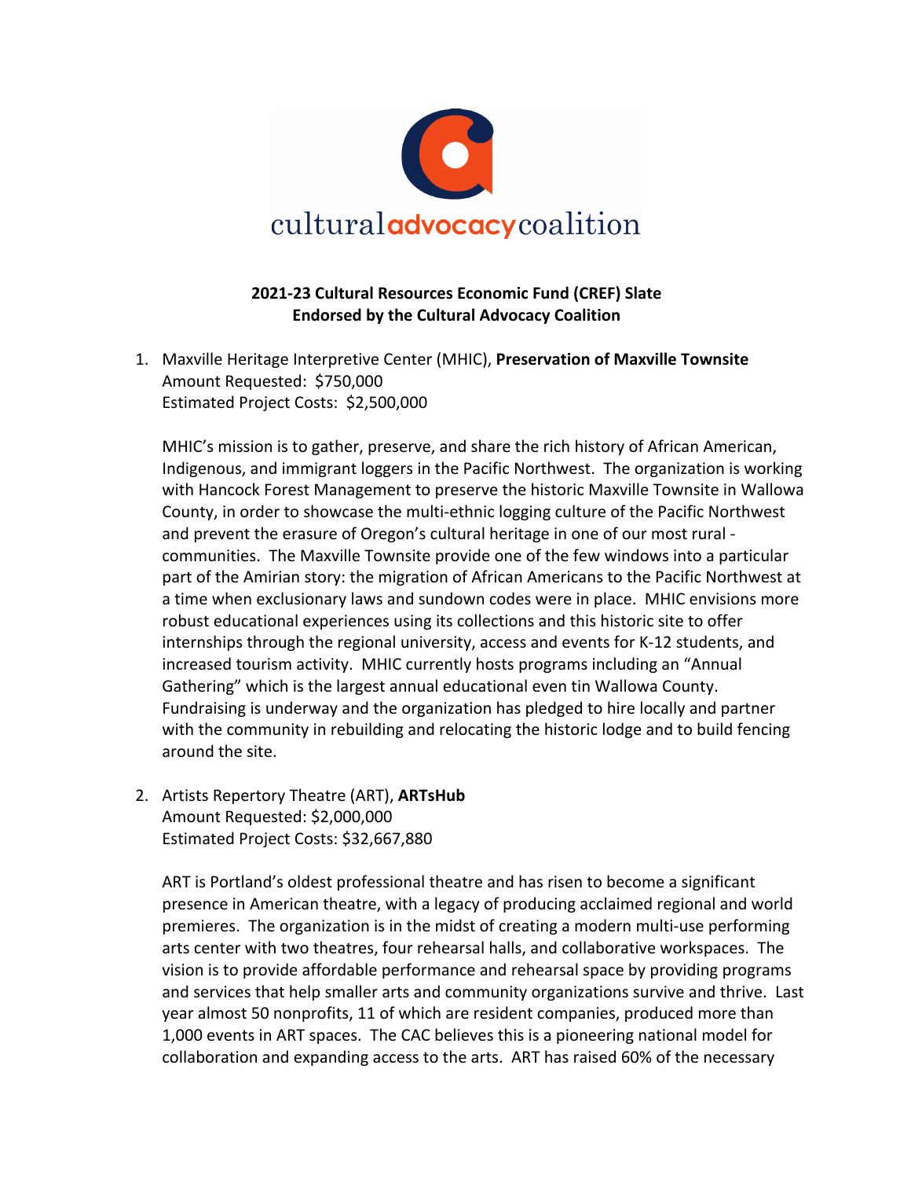cultural advocacy coalition

**2021-23 Cultural Resources Economic Fund (CREF) Slate**
**Endorsed by the Cultural Advocacy Coalition**

1. Maxville Heritage Interpretive Center (MHIC), **Preservation of Maxville Townsite**
   Amount Requested: $750,000
   Estimated Project Costs: $2,500,000

   MHIC's mission is to gather, preserve, and share the rich history of African American, Indigenous, and immigrant loggers in the Pacific Northwest. The organization is working with Hancock Forest Management to preserve the historic Maxville Townsite in Wallowa County, in order to showcase the multi-ethnic logging culture of the Pacific Northwest and prevent the erasure of Oregon's cultural heritage in one of our most rural - communities. The Maxville Townsite provide one of the few windows into a particular part of the Amirian story: the migration of African Americans to the Pacific Northwest at a time when exclusionary laws and sundown codes were in place. MHIC envisions more robust educational experiences using its collections and this historic site to offer internships through the regional university, access and events for K-12 students, and increased tourism activity. MHIC currently hosts programs including an "Annual Gathering" which is the largest annual educational even tin Wallowa County. Fundraising is underway and the organization has pledged to hire locally and partner with the community in rebuilding and relocating the historic lodge and to build fencing around the site.

2. Artists Repertory Theatre (ART), **ARTsHub**
   Amount Requested: $2,000,000
   Estimated Project Costs: $32,667,880

   ART is Portland's oldest professional theatre and has risen to become a significant presence in American theatre, with a legacy of producing acclaimed regional and world premieres. The organization is in the midst of creating a modern multi-use performing arts center with two theatres, four rehearsal halls, and collaborative workspaces. The vision is to provide affordable performance and rehearsal space by providing programs and services that help smaller arts and community organizations survive and thrive. Last year almost 50 nonprofits, 11 of which are resident companies, produced more than 1,000 events in ART spaces. The CAC believes this is a pioneering national model for collaboration and expanding access to the arts. ART has raised 60% of the necessary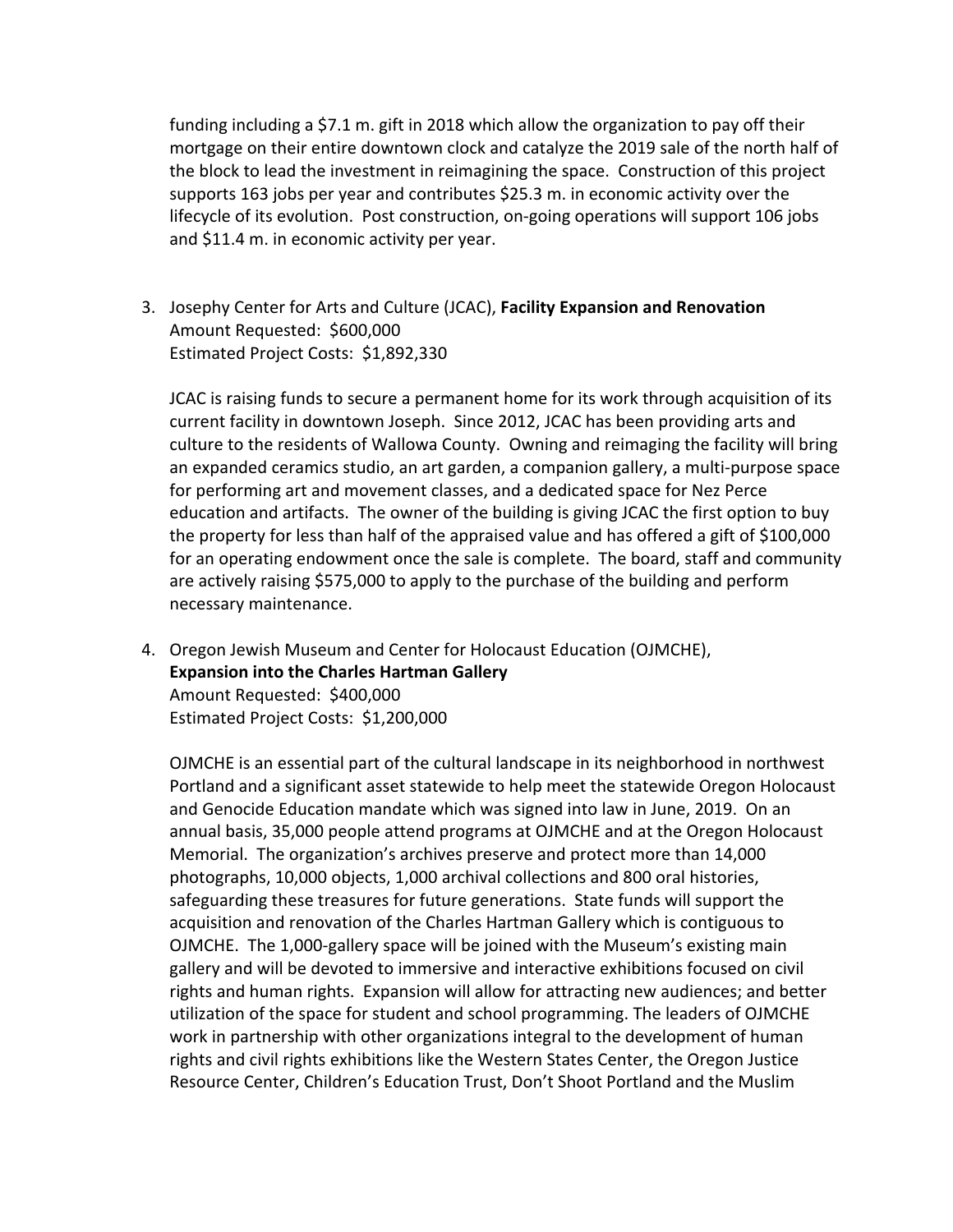funding including a $7.1 m. gift in 2018 which allow the organization to pay off their mortgage on their entire downtown clock and catalyze the 2019 sale of the north half of the block to lead the investment in reimagining the space. Construction of this project supports 163 jobs per year and contributes $25.3 m. in economic activity over the lifecycle of its evolution. Post construction, on-going operations will support 106 jobs and $11.4 m. in economic activity per year.

3. Josephy Center for Arts and Culture (JCAC), **Facility Expansion and Renovation**
   Amount Requested: $600,000
   Estimated Project Costs: $1,892,330

   JCAC is raising funds to secure a permanent home for its work through acquisition of its current facility in downtown Joseph. Since 2012, JCAC has been providing arts and culture to the residents of Wallowa County. Owning and reimaging the facility will bring an expanded ceramics studio, an art garden, a companion gallery, a multi-purpose space for performing art and movement classes, and a dedicated space for Nez Perce education and artifacts. The owner of the building is giving JCAC the first option to buy the property for less than half of the appraised value and has offered a gift of $100,000 for an operating endowment once the sale is complete. The board, staff and community are actively raising $575,000 to apply to the purchase of the building and perform necessary maintenance.

4. Oregon Jewish Museum and Center for Holocaust Education (OJMCHE), **Expansion into the Charles Hartman Gallery**
   Amount Requested: $400,000
   Estimated Project Costs: $1,200,000

   OJMCHE is an essential part of the cultural landscape in its neighborhood in northwest Portland and a significant asset statewide to help meet the statewide Oregon Holocaust and Genocide Education mandate which was signed into law in June, 2019. On an annual basis, 35,000 people attend programs at OJMCHE and at the Oregon Holocaust Memorial. The organization's archives preserve and protect more than 14,000 photographs, 10,000 objects, 1,000 archival collections and 800 oral histories, safeguarding these treasures for future generations. State funds will support the acquisition and renovation of the Charles Hartman Gallery which is contiguous to OJMCHE. The 1,000-gallery space will be joined with the Museum's existing main gallery and will be devoted to immersive and interactive exhibitions focused on civil rights and human rights. Expansion will allow for attracting new audiences; and better utilization of the space for student and school programming. The leaders of OJMCHE work in partnership with other organizations integral to the development of human rights and civil rights exhibitions like the Western States Center, the Oregon Justice Resource Center, Children's Education Trust, Don't Shoot Portland and the Muslim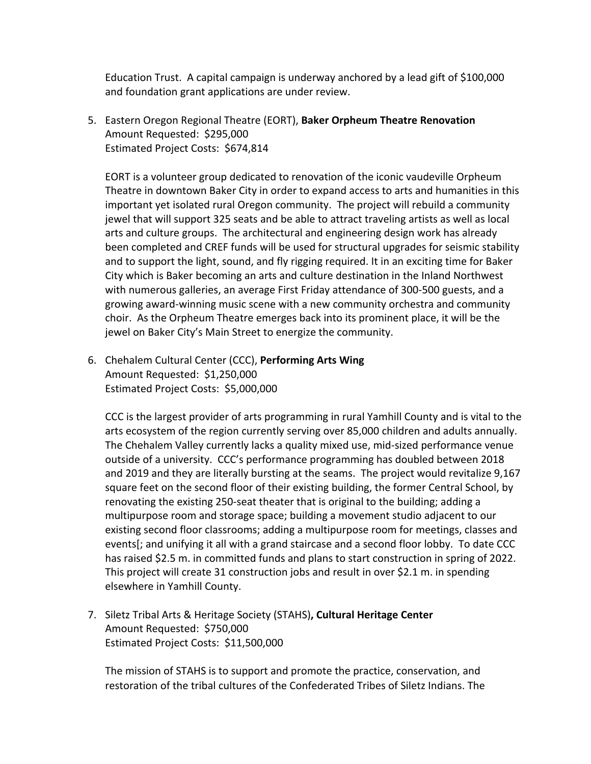Education Trust.  A capital campaign is underway anchored by a lead gift of $100,000 and foundation grant applications are under review.

5. Eastern Oregon Regional Theatre (EORT), **Baker Orpheum Theatre Renovation**
   Amount Requested:  $295,000
   Estimated Project Costs:  $674,814

   EORT is a volunteer group dedicated to renovation of the iconic vaudeville Orpheum Theatre in downtown Baker City in order to expand access to arts and humanities in this important yet isolated rural Oregon community.  The project will rebuild a community jewel that will support 325 seats and be able to attract traveling artists as well as local arts and culture groups.  The architectural and engineering design work has already been completed and CREF funds will be used for structural upgrades for seismic stability and to support the light, sound, and fly rigging required. It in an exciting time for Baker City which is Baker becoming an arts and culture destination in the Inland Northwest with numerous galleries, an average First Friday attendance of 300-500 guests, and a growing award-winning music scene with a new community orchestra and community choir.  As the Orpheum Theatre emerges back into its prominent place, it will be the jewel on Baker City's Main Street to energize the community.

6. Chehalem Cultural Center (CCC), **Performing Arts Wing**
   Amount Requested:  $1,250,000
   Estimated Project Costs:  $5,000,000

   CCC is the largest provider of arts programming in rural Yamhill County and is vital to the arts ecosystem of the region currently serving over 85,000 children and adults annually.  The Chehalem Valley currently lacks a quality mixed use, mid-sized performance venue outside of a university.  CCC's performance programming has doubled between 2018 and 2019 and they are literally bursting at the seams.  The project would revitalize 9,167 square feet on the second floor of their existing building, the former Central School, by renovating the existing 250-seat theater that is original to the building; adding a multipurpose room and storage space; building a movement studio adjacent to our existing second floor classrooms; adding a multipurpose room for meetings, classes and events[; and unifying it all with a grand staircase and a second floor lobby.  To date CCC has raised $2.5 m. in committed funds and plans to start construction in spring of 2022.  This project will create 31 construction jobs and result in over $2.1 m. in spending elsewhere in Yamhill County.

7. Siletz Tribal Arts & Heritage Society (STAHS)**, Cultural Heritage Center**
   Amount Requested:  $750,000
   Estimated Project Costs:  $11,500,000

   The mission of STAHS is to support and promote the practice, conservation, and restoration of the tribal cultures of the Confederated Tribes of Siletz Indians. The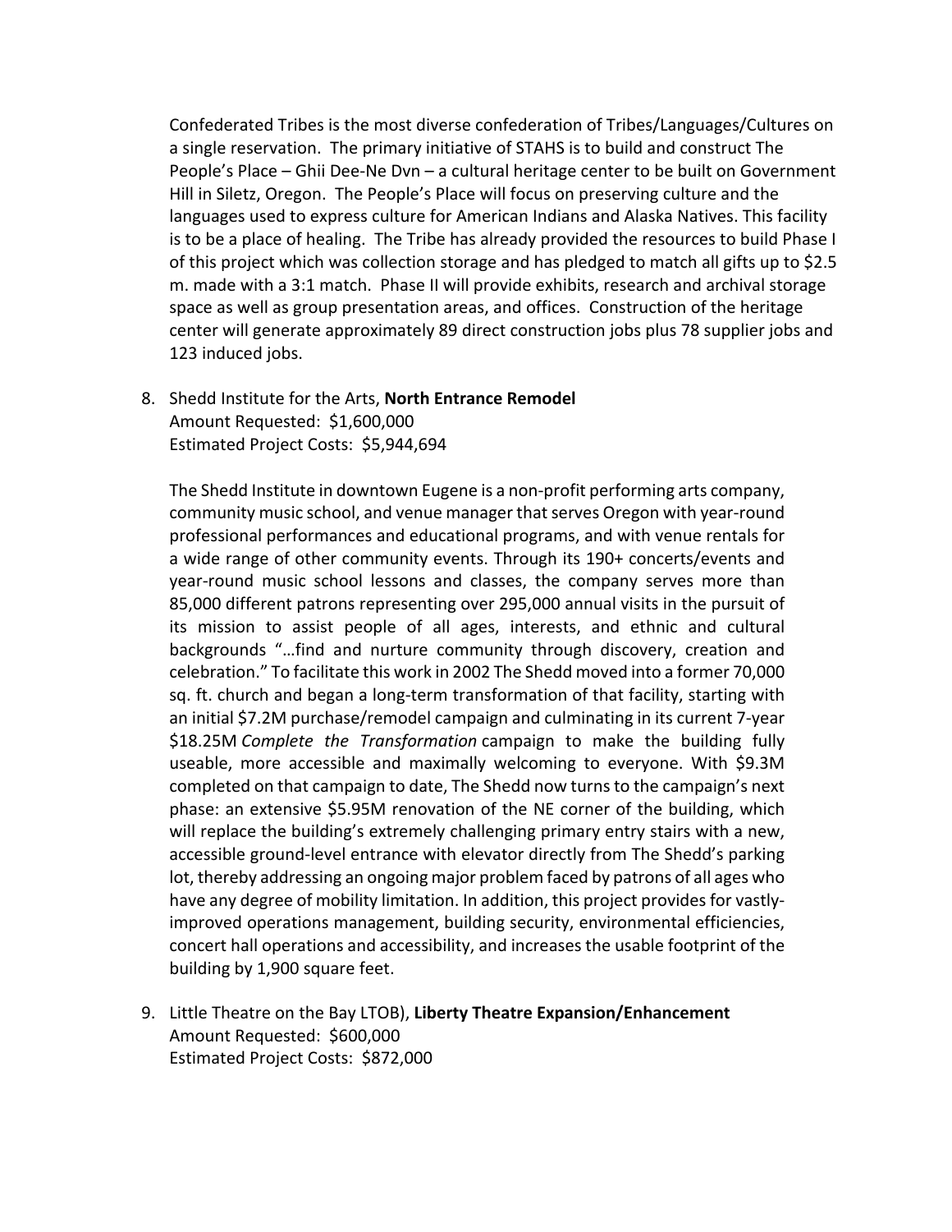Confederated Tribes is the most diverse confederation of Tribes/Languages/Cultures on a single reservation. The primary initiative of STAHS is to build and construct The People's Place – Ghii Dee-Ne Dvn – a cultural heritage center to be built on Government Hill in Siletz, Oregon. The People's Place will focus on preserving culture and the languages used to express culture for American Indians and Alaska Natives. This facility is to be a place of healing. The Tribe has already provided the resources to build Phase I of this project which was collection storage and has pledged to match all gifts up to $2.5 m. made with a 3:1 match. Phase II will provide exhibits, research and archival storage space as well as group presentation areas, and offices. Construction of the heritage center will generate approximately 89 direct construction jobs plus 78 supplier jobs and 123 induced jobs.

8. Shedd Institute for the Arts, **North Entrance Remodel**
   Amount Requested: $1,600,000
   Estimated Project Costs: $5,944,694

   The Shedd Institute in downtown Eugene is a non-profit performing arts company, community music school, and venue manager that serves Oregon with year-round professional performances and educational programs, and with venue rentals for a wide range of other community events. Through its 190+ concerts/events and year-round music school lessons and classes, the company serves more than 85,000 different patrons representing over 295,000 annual visits in the pursuit of its mission to assist people of all ages, interests, and ethnic and cultural backgrounds "…find and nurture community through discovery, creation and celebration." To facilitate this work in 2002 The Shedd moved into a former 70,000 sq. ft. church and began a long-term transformation of that facility, starting with an initial $7.2M purchase/remodel campaign and culminating in its current 7-year $18.25M *Complete the Transformation* campaign to make the building fully useable, more accessible and maximally welcoming to everyone. With $9.3M completed on that campaign to date, The Shedd now turns to the campaign's next phase: an extensive $5.95M renovation of the NE corner of the building, which will replace the building's extremely challenging primary entry stairs with a new, accessible ground-level entrance with elevator directly from The Shedd's parking lot, thereby addressing an ongoing major problem faced by patrons of all ages who have any degree of mobility limitation. In addition, this project provides for vastly-improved operations management, building security, environmental efficiencies, concert hall operations and accessibility, and increases the usable footprint of the building by 1,900 square feet.

9. Little Theatre on the Bay LTOB), **Liberty Theatre Expansion/Enhancement**
   Amount Requested: $600,000
   Estimated Project Costs: $872,000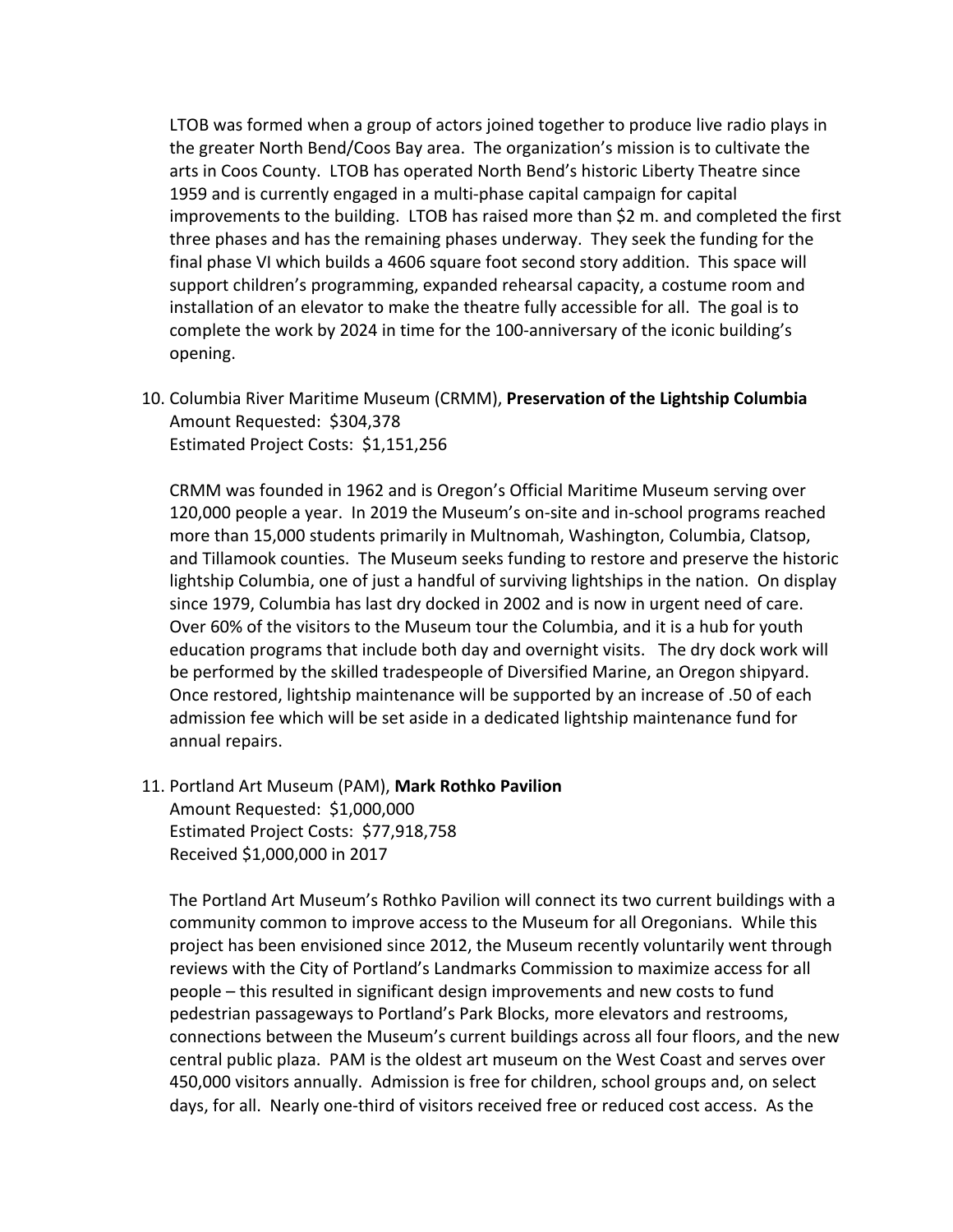LTOB was formed when a group of actors joined together to produce live radio plays in the greater North Bend/Coos Bay area. The organization's mission is to cultivate the arts in Coos County. LTOB has operated North Bend's historic Liberty Theatre since 1959 and is currently engaged in a multi-phase capital campaign for capital improvements to the building. LTOB has raised more than $2 m. and completed the first three phases and has the remaining phases underway. They seek the funding for the final phase VI which builds a 4606 square foot second story addition. This space will support children's programming, expanded rehearsal capacity, a costume room and installation of an elevator to make the theatre fully accessible for all. The goal is to complete the work by 2024 in time for the 100-anniversary of the iconic building's opening.

10. Columbia River Maritime Museum (CRMM), **Preservation of the Lightship Columbia**
    Amount Requested: $304,378
    Estimated Project Costs: $1,151,256

    CRMM was founded in 1962 and is Oregon's Official Maritime Museum serving over 120,000 people a year. In 2019 the Museum's on-site and in-school programs reached more than 15,000 students primarily in Multnomah, Washington, Columbia, Clatsop, and Tillamook counties. The Museum seeks funding to restore and preserve the historic lightship Columbia, one of just a handful of surviving lightships in the nation. On display since 1979, Columbia has last dry docked in 2002 and is now in urgent need of care. Over 60% of the visitors to the Museum tour the Columbia, and it is a hub for youth education programs that include both day and overnight visits. The dry dock work will be performed by the skilled tradespeople of Diversified Marine, an Oregon shipyard. Once restored, lightship maintenance will be supported by an increase of .50 of each admission fee which will be set aside in a dedicated lightship maintenance fund for annual repairs.

11. Portland Art Museum (PAM), **Mark Rothko Pavilion**
    Amount Requested: $1,000,000
    Estimated Project Costs: $77,918,758
    Received $1,000,000 in 2017

    The Portland Art Museum's Rothko Pavilion will connect its two current buildings with a community common to improve access to the Museum for all Oregonians. While this project has been envisioned since 2012, the Museum recently voluntarily went through reviews with the City of Portland's Landmarks Commission to maximize access for all people – this resulted in significant design improvements and new costs to fund pedestrian passageways to Portland's Park Blocks, more elevators and restrooms, connections between the Museum's current buildings across all four floors, and the new central public plaza. PAM is the oldest art museum on the West Coast and serves over 450,000 visitors annually. Admission is free for children, school groups and, on select days, for all. Nearly one-third of visitors received free or reduced cost access. As the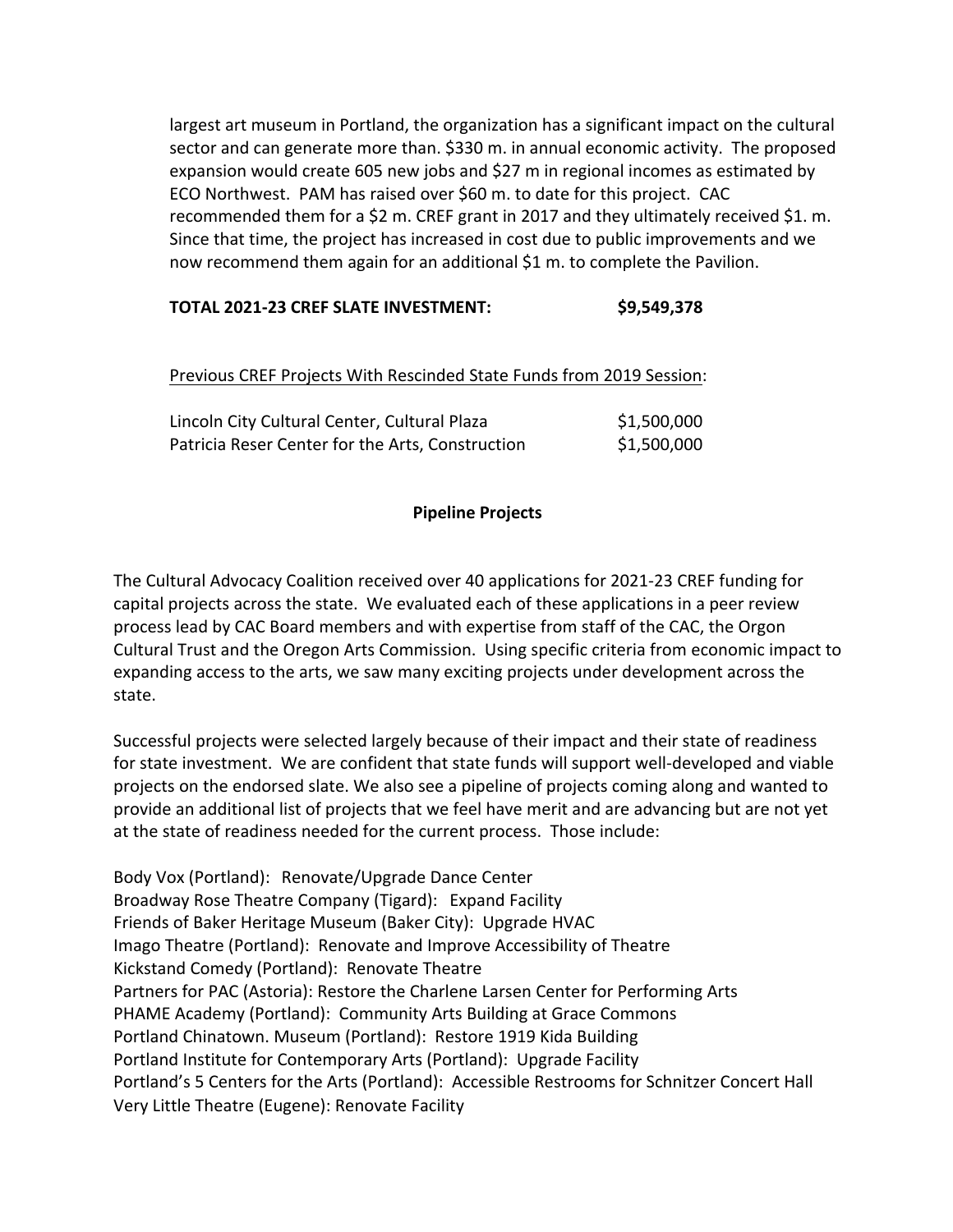largest art museum in Portland, the organization has a significant impact on the cultural sector and can generate more than. $330 m. in annual economic activity. The proposed expansion would create 605 new jobs and $27 m in regional incomes as estimated by ECO Northwest. PAM has raised over $60 m. to date for this project. CAC recommended them for a $2 m. CREF grant in 2017 and they ultimately received $1. m. Since that time, the project has increased in cost due to public improvements and we now recommend them again for an additional $1 m. to complete the Pavilion.

**TOTAL 2021-23 CREF SLATE INVESTMENT: $9,549,378**

Previous CREF Projects With Rescinded State Funds from 2019 Session:

| | |
|---|---|
| Lincoln City Cultural Center, Cultural Plaza | $1,500,000 |
| Patricia Reser Center for the Arts, Construction | $1,500,000 |

## Pipeline Projects

The Cultural Advocacy Coalition received over 40 applications for 2021-23 CREF funding for capital projects across the state. We evaluated each of these applications in a peer review process lead by CAC Board members and with expertise from staff of the CAC, the Orgon Cultural Trust and the Oregon Arts Commission. Using specific criteria from economic impact to expanding access to the arts, we saw many exciting projects under development across the state.

Successful projects were selected largely because of their impact and their state of readiness for state investment. We are confident that state funds will support well-developed and viable projects on the endorsed slate. We also see a pipeline of projects coming along and wanted to provide an additional list of projects that we feel have merit and are advancing but are not yet at the state of readiness needed for the current process. Those include:

Body Vox (Portland): Renovate/Upgrade Dance Center
Broadway Rose Theatre Company (Tigard): Expand Facility
Friends of Baker Heritage Museum (Baker City): Upgrade HVAC
Imago Theatre (Portland): Renovate and Improve Accessibility of Theatre
Kickstand Comedy (Portland): Renovate Theatre
Partners for PAC (Astoria): Restore the Charlene Larsen Center for Performing Arts
PHAME Academy (Portland): Community Arts Building at Grace Commons
Portland Chinatown. Museum (Portland): Restore 1919 Kida Building
Portland Institute for Contemporary Arts (Portland): Upgrade Facility
Portland's 5 Centers for the Arts (Portland): Accessible Restrooms for Schnitzer Concert Hall
Very Little Theatre (Eugene): Renovate Facility